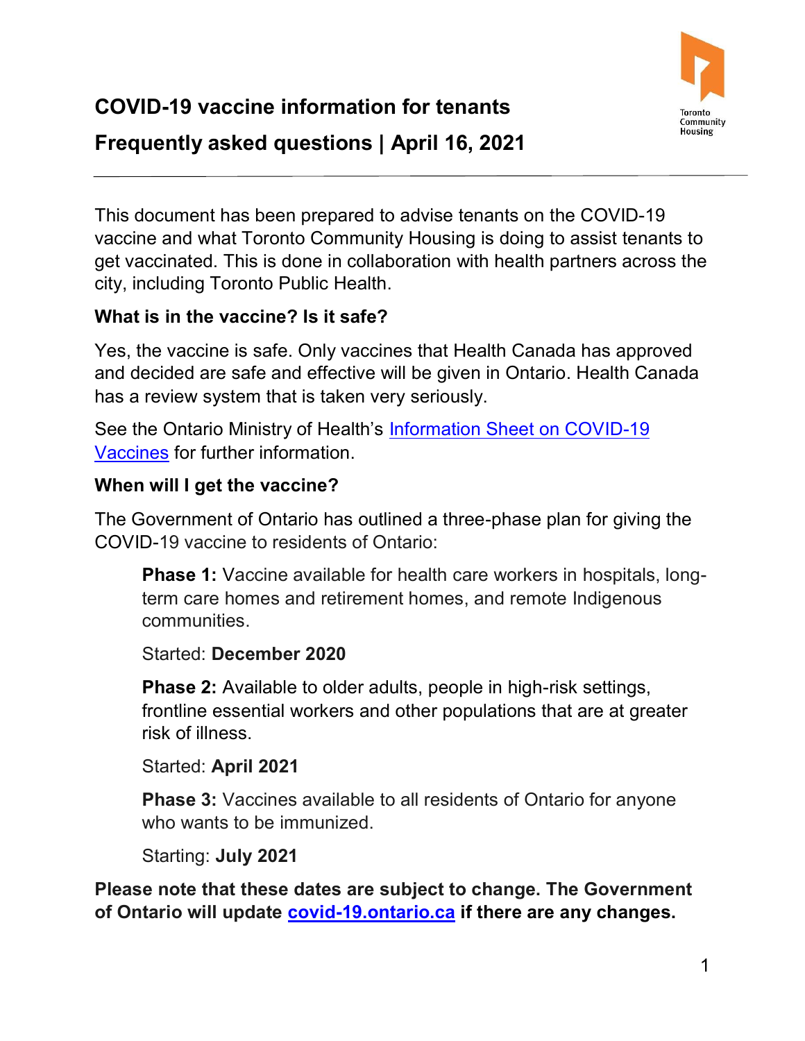# COVID-19 vaccine information for tenants

## Frequently asked questions | April 16, 2021

This document has been prepared to advise tenants on the COVID-19 vaccine and what Toronto Community Housing is doing to assist tenants to get vaccinated. This is done in collaboration with health partners across the city, including Toronto Public Health.

### What is in the vaccine? Is it safe?

Yes, the vaccine is safe. Only vaccines that Health Canada has approved and decided are safe and effective will be given in Ontario. Health Canada has a review system that is taken very seriously.

See the Ontario Ministry of Health's Information Sheet on COVID-19 Vaccines for further information.

### When will I get the vaccine?

The Government of Ontario has outlined a three-phase plan for giving the COVID-19 vaccine to residents of Ontario:

> **Phase 1:** Vaccine available for health care workers in hospitals, long-term care homes and retirement homes, and remote Indigenous communities.
>
> Started: **December 2020**
>
> **Phase 2:** Available to older adults, people in high-risk settings, frontline essential workers and other populations that are at greater risk of illness.
>
> Started: **April 2021**
>
> **Phase 3:** Vaccines available to all residents of Ontario for anyone who wants to be immunized.
>
> Starting: **July 2021**

**Please note that these dates are subject to change. The Government of Ontario will update covid-19.ontario.ca if there are any changes.**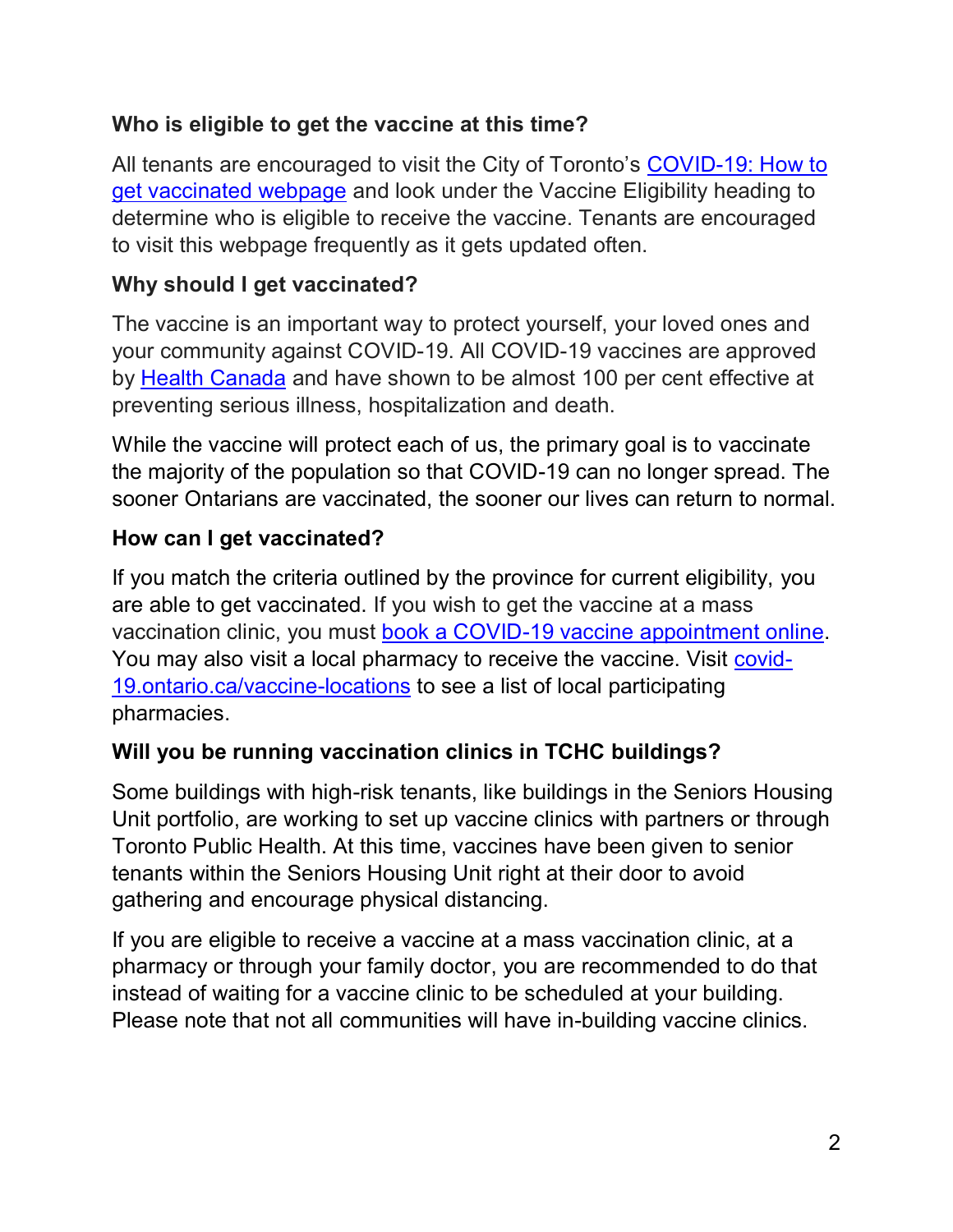### Who is eligible to get the vaccine at this time?

All tenants are encouraged to visit the City of Toronto's [COVID-19: How to get vaccinated webpage]() and look under the Vaccine Eligibility heading to determine who is eligible to receive the vaccine. Tenants are encouraged to visit this webpage frequently as it gets updated often.

### Why should I get vaccinated?

The vaccine is an important way to protect yourself, your loved ones and your community against COVID-19. All COVID-19 vaccines are approved by [Health Canada]() and have shown to be almost 100 per cent effective at preventing serious illness, hospitalization and death.

While the vaccine will protect each of us, the primary goal is to vaccinate the majority of the population so that COVID-19 can no longer spread. The sooner Ontarians are vaccinated, the sooner our lives can return to normal.

### How can I get vaccinated?

If you match the criteria outlined by the province for current eligibility, you are able to get vaccinated. If you wish to get the vaccine at a mass vaccination clinic, you must [book a COVID-19 vaccine appointment online](). You may also visit a local pharmacy to receive the vaccine. Visit [covid-19.ontario.ca/vaccine-locations]() to see a list of local participating pharmacies.

### Will you be running vaccination clinics in TCHC buildings?

Some buildings with high-risk tenants, like buildings in the Seniors Housing Unit portfolio, are working to set up vaccine clinics with partners or through Toronto Public Health. At this time, vaccines have been given to senior tenants within the Seniors Housing Unit right at their door to avoid gathering and encourage physical distancing.

If you are eligible to receive a vaccine at a mass vaccination clinic, at a pharmacy or through your family doctor, you are recommended to do that instead of waiting for a vaccine clinic to be scheduled at your building. Please note that not all communities will have in-building vaccine clinics.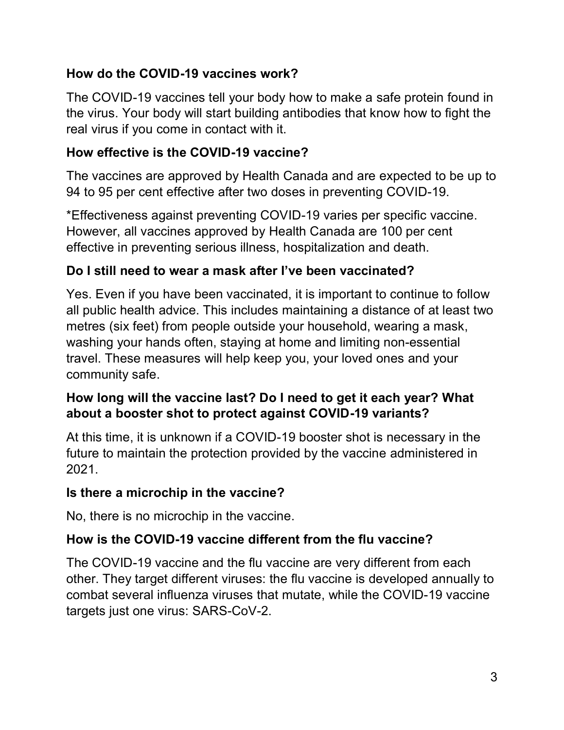### How do the COVID-19 vaccines work?

The COVID-19 vaccines tell your body how to make a safe protein found in the virus. Your body will start building antibodies that know how to fight the real virus if you come in contact with it.

### How effective is the COVID-19 vaccine?

The vaccines are approved by Health Canada and are expected to be up to 94 to 95 per cent effective after two doses in preventing COVID-19.

*Effectiveness against preventing COVID-19 varies per specific vaccine. However, all vaccines approved by Health Canada are 100 per cent effective in preventing serious illness, hospitalization and death.

### Do I still need to wear a mask after I've been vaccinated?

Yes. Even if you have been vaccinated, it is important to continue to follow all public health advice. This includes maintaining a distance of at least two metres (six feet) from people outside your household, wearing a mask, washing your hands often, staying at home and limiting non-essential travel. These measures will help keep you, your loved ones and your community safe.

### How long will the vaccine last? Do I need to get it each year? What about a booster shot to protect against COVID-19 variants?

At this time, it is unknown if a COVID-19 booster shot is necessary in the future to maintain the protection provided by the vaccine administered in 2021.

### Is there a microchip in the vaccine?

No, there is no microchip in the vaccine.

### How is the COVID-19 vaccine different from the flu vaccine?

The COVID-19 vaccine and the flu vaccine are very different from each other. They target different viruses: the flu vaccine is developed annually to combat several influenza viruses that mutate, while the COVID-19 vaccine targets just one virus: SARS-CoV-2.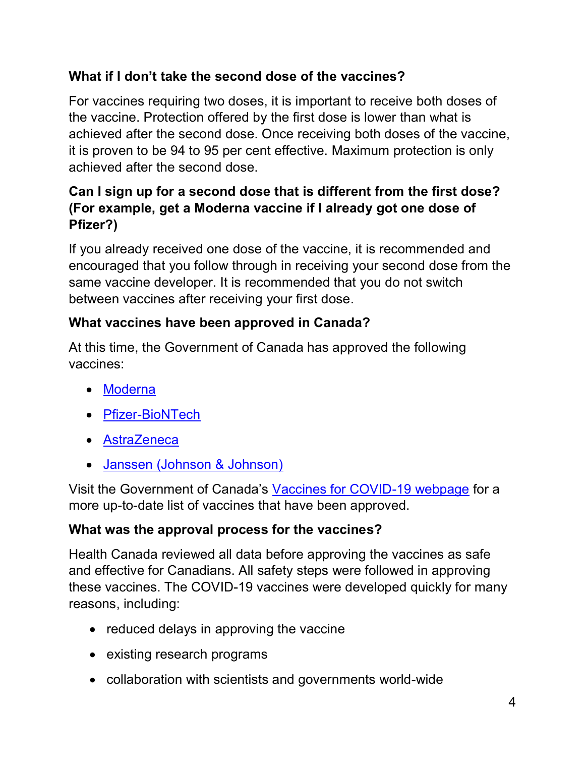**What if I don’t take the second dose of the vaccines?**

For vaccines requiring two doses, it is important to receive both doses of the vaccine. Protection offered by the first dose is lower than what is achieved after the second dose. Once receiving both doses of the vaccine, it is proven to be 94 to 95 per cent effective. Maximum protection is only achieved after the second dose.

**Can I sign up for a second dose that is different from the first dose? (For example, get a Moderna vaccine if I already got one dose of Pfizer?)**

If you already received one dose of the vaccine, it is recommended and encouraged that you follow through in receiving your second dose from the same vaccine developer. It is recommended that you do not switch between vaccines after receiving your first dose.

**What vaccines have been approved in Canada?**

At this time, the Government of Canada has approved the following vaccines:

- Moderna
- Pfizer-BioNTech
- AstraZeneca
- Janssen (Johnson & Johnson)

Visit the Government of Canada’s Vaccines for COVID-19 webpage for a more up-to-date list of vaccines that have been approved.

**What was the approval process for the vaccines?**

Health Canada reviewed all data before approving the vaccines as safe and effective for Canadians. All safety steps were followed in approving these vaccines. The COVID-19 vaccines were developed quickly for many reasons, including:

- reduced delays in approving the vaccine
- existing research programs
- collaboration with scientists and governments world-wide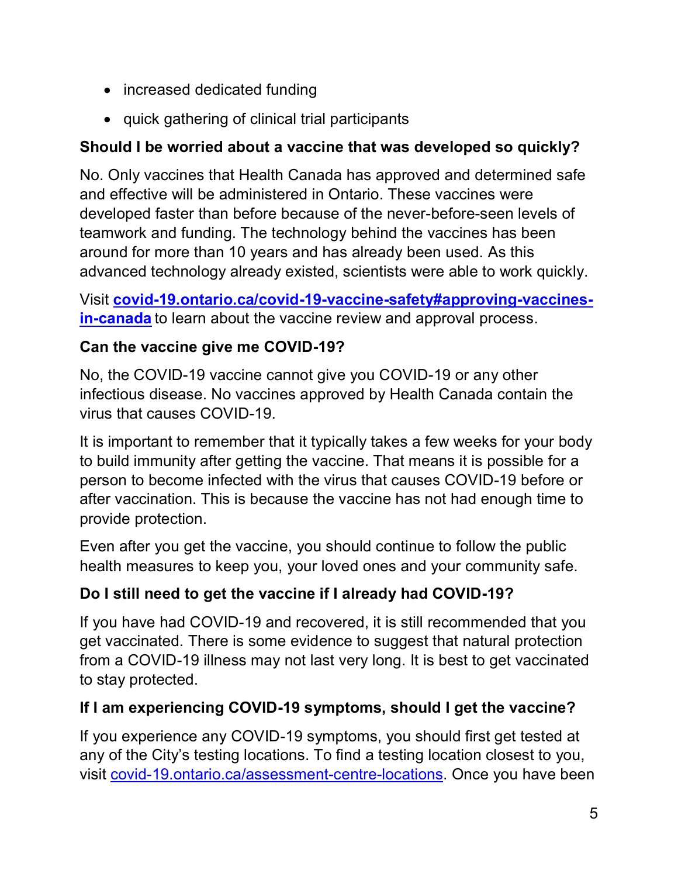- increased dedicated funding
- quick gathering of clinical trial participants

### Should I be worried about a vaccine that was developed so quickly?

No. Only vaccines that Health Canada has approved and determined safe and effective will be administered in Ontario. These vaccines were developed faster than before because of the never-before-seen levels of teamwork and funding. The technology behind the vaccines has been around for more than 10 years and has already been used. As this advanced technology already existed, scientists were able to work quickly.

Visit **[covid-19.ontario.ca/covid-19-vaccine-safety#approving-vaccines-in-canada](https://covid-19.ontario.ca/covid-19-vaccine-safety#approving-vaccines-in-canada)** to learn about the vaccine review and approval process.

### Can the vaccine give me COVID-19?

No, the COVID-19 vaccine cannot give you COVID-19 or any other infectious disease. No vaccines approved by Health Canada contain the virus that causes COVID-19.

It is important to remember that it typically takes a few weeks for your body to build immunity after getting the vaccine. That means it is possible for a person to become infected with the virus that causes COVID-19 before or after vaccination. This is because the vaccine has not had enough time to provide protection.

Even after you get the vaccine, you should continue to follow the public health measures to keep you, your loved ones and your community safe.

### Do I still need to get the vaccine if I already had COVID-19?

If you have had COVID-19 and recovered, it is still recommended that you get vaccinated. There is some evidence to suggest that natural protection from a COVID-19 illness may not last very long. It is best to get vaccinated to stay protected.

### If I am experiencing COVID-19 symptoms, should I get the vaccine?

If you experience any COVID-19 symptoms, you should first get tested at any of the City's testing locations. To find a testing location closest to you, visit [covid-19.ontario.ca/assessment-centre-locations](https://covid-19.ontario.ca/assessment-centre-locations). Once you have been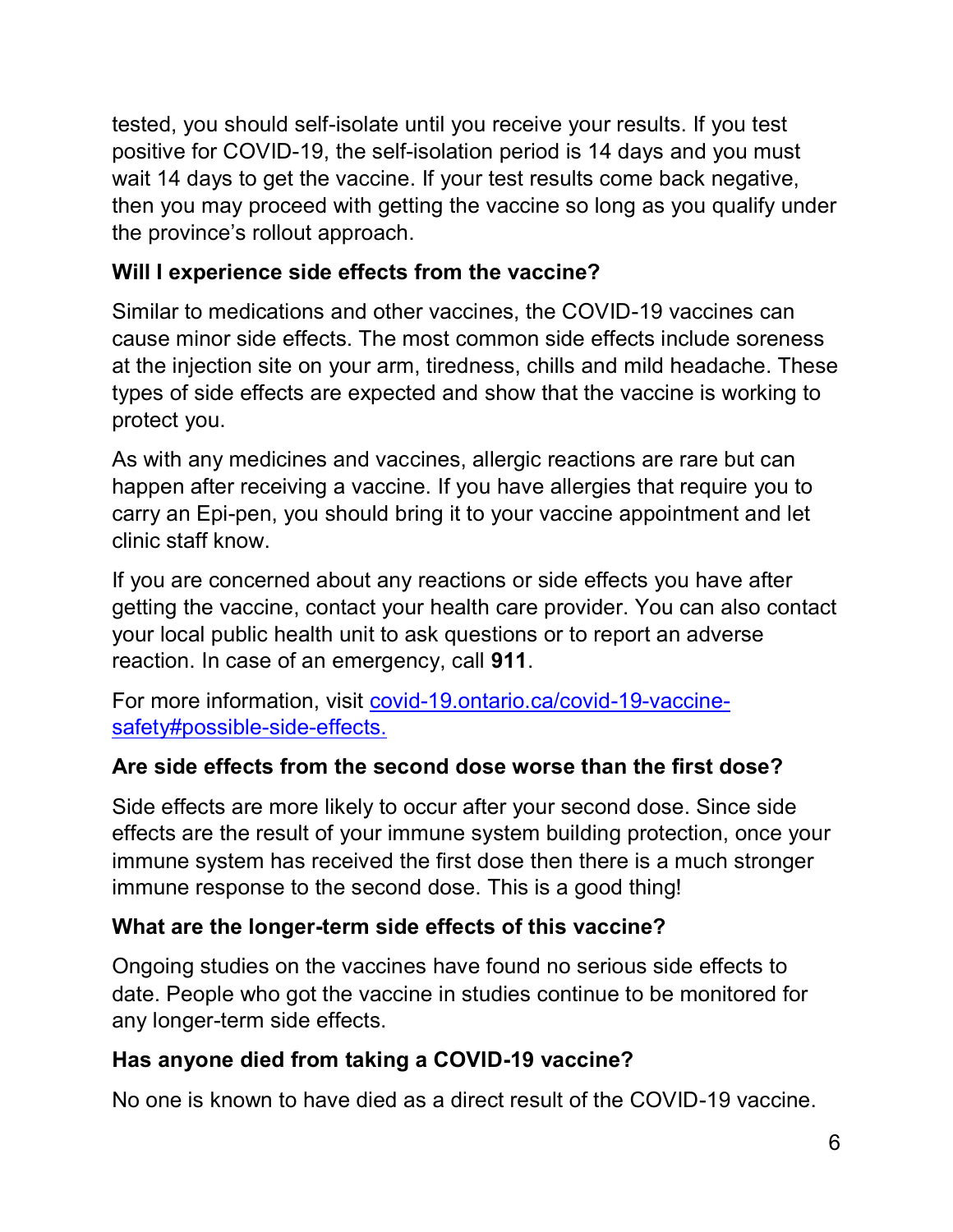tested, you should self-isolate until you receive your results. If you test positive for COVID-19, the self-isolation period is 14 days and you must wait 14 days to get the vaccine. If your test results come back negative, then you may proceed with getting the vaccine so long as you qualify under the province's rollout approach.

### Will I experience side effects from the vaccine?

Similar to medications and other vaccines, the COVID-19 vaccines can cause minor side effects. The most common side effects include soreness at the injection site on your arm, tiredness, chills and mild headache. These types of side effects are expected and show that the vaccine is working to protect you.

As with any medicines and vaccines, allergic reactions are rare but can happen after receiving a vaccine. If you have allergies that require you to carry an Epi-pen, you should bring it to your vaccine appointment and let clinic staff know.

If you are concerned about any reactions or side effects you have after getting the vaccine, contact your health care provider. You can also contact your local public health unit to ask questions or to report an adverse reaction. In case of an emergency, call **911**.

For more information, visit [covid-19.ontario.ca/covid-19-vaccine-safety#possible-side-effects.](https://covid-19.ontario.ca/covid-19-vaccine-safety#possible-side-effects)

### Are side effects from the second dose worse than the first dose?

Side effects are more likely to occur after your second dose. Since side effects are the result of your immune system building protection, once your immune system has received the first dose then there is a much stronger immune response to the second dose. This is a good thing!

### What are the longer-term side effects of this vaccine?

Ongoing studies on the vaccines have found no serious side effects to date. People who got the vaccine in studies continue to be monitored for any longer-term side effects.

### Has anyone died from taking a COVID-19 vaccine?

No one is known to have died as a direct result of the COVID-19 vaccine.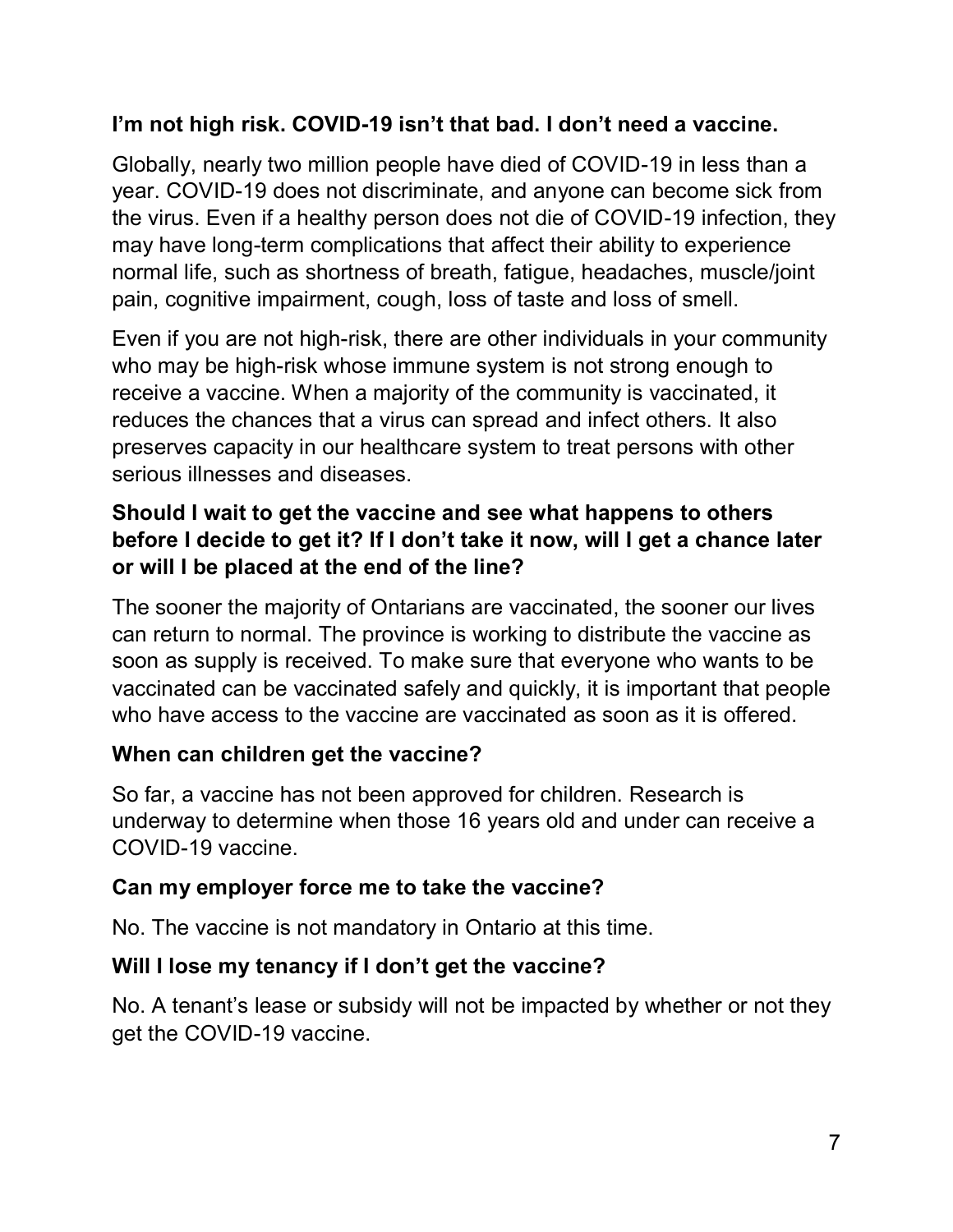### I'm not high risk. COVID-19 isn't that bad. I don't need a vaccine.

Globally, nearly two million people have died of COVID-19 in less than a year. COVID-19 does not discriminate, and anyone can become sick from the virus. Even if a healthy person does not die of COVID-19 infection, they may have long-term complications that affect their ability to experience normal life, such as shortness of breath, fatigue, headaches, muscle/joint pain, cognitive impairment, cough, loss of taste and loss of smell.

Even if you are not high-risk, there are other individuals in your community who may be high-risk whose immune system is not strong enough to receive a vaccine. When a majority of the community is vaccinated, it reduces the chances that a virus can spread and infect others. It also preserves capacity in our healthcare system to treat persons with other serious illnesses and diseases.

### Should I wait to get the vaccine and see what happens to others before I decide to get it? If I don't take it now, will I get a chance later or will I be placed at the end of the line?

The sooner the majority of Ontarians are vaccinated, the sooner our lives can return to normal. The province is working to distribute the vaccine as soon as supply is received. To make sure that everyone who wants to be vaccinated can be vaccinated safely and quickly, it is important that people who have access to the vaccine are vaccinated as soon as it is offered.

### When can children get the vaccine?

So far, a vaccine has not been approved for children. Research is underway to determine when those 16 years old and under can receive a COVID-19 vaccine.

### Can my employer force me to take the vaccine?

No. The vaccine is not mandatory in Ontario at this time.

### Will I lose my tenancy if I don't get the vaccine?

No. A tenant's lease or subsidy will not be impacted by whether or not they get the COVID-19 vaccine.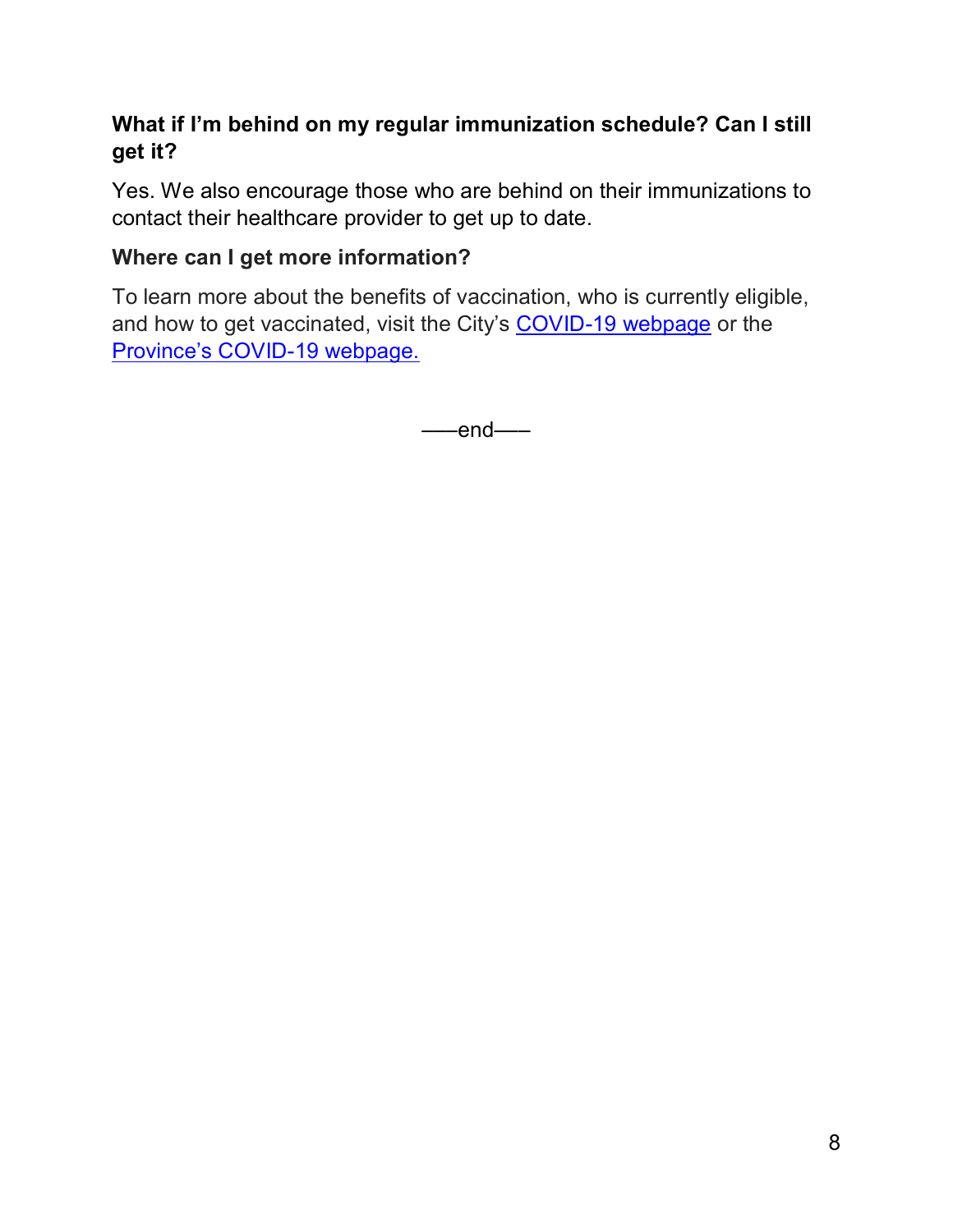**What if I'm behind on my regular immunization schedule? Can I still get it?**

Yes. We also encourage those who are behind on their immunizations to contact their healthcare provider to get up to date.

**Where can I get more information?**

To learn more about the benefits of vaccination, who is currently eligible, and how to get vaccinated, visit the City's COVID-19 webpage or the Province's COVID-19 webpage.

——end——